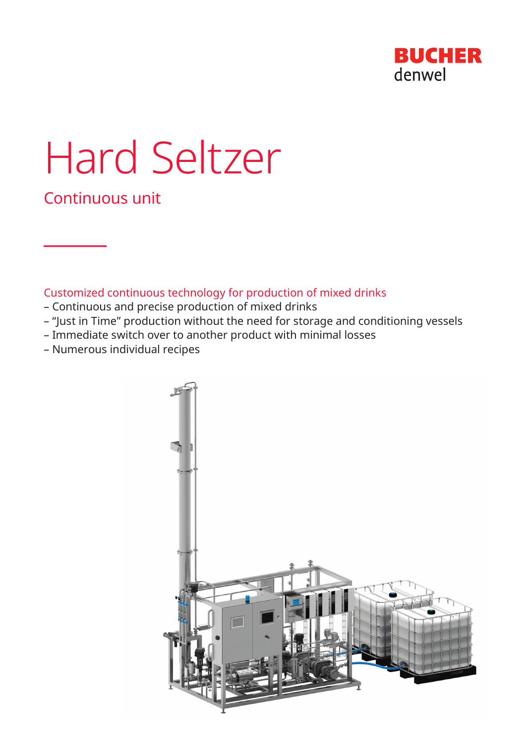BUCHER
denwel

# Hard Seltzer

## Continuous unit

Customized continuous technology for production of mixed drinks

- Continuous and precise production of mixed drinks
- "Just in Time" production without the need for storage and conditioning vessels
- Immediate switch over to another product with minimal losses
- Numerous individual recipes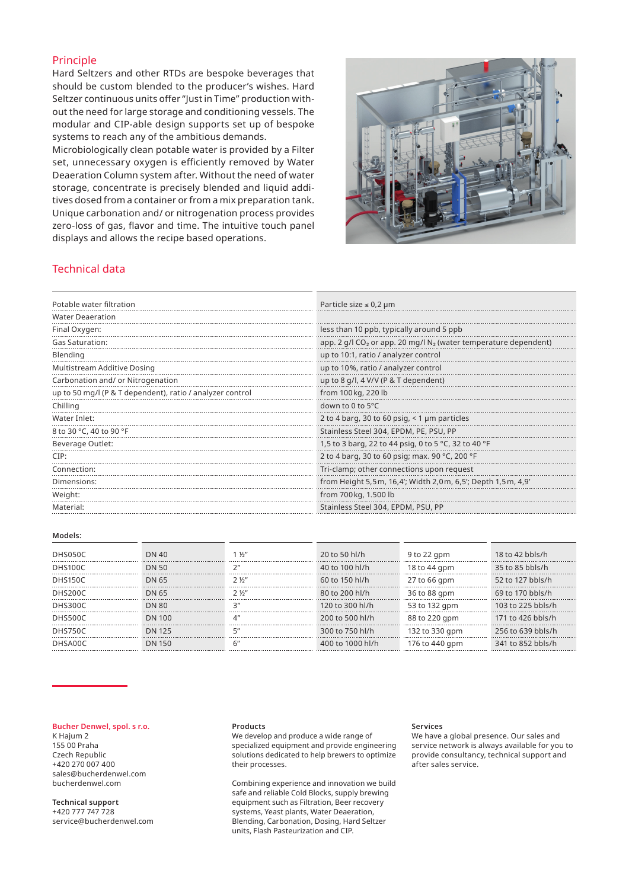## Principle

Hard Seltzers and other RTDs are bespoke beverages that should be custom blended to the producer's wishes. Hard Seltzer continuous units offer "Just in Time" production without the need for large storage and conditioning vessels. The modular and CIP-able design supports set up of bespoke systems to reach any of the ambitious demands.
Microbiologically clean potable water is provided by a Filter set, unnecessary oxygen is efficiently removed by Water Deaeration Column system after. Without the need of water storage, concentrate is precisely blended and liquid additives dosed from a container or from a mix preparation tank. Unique carbonation and/ or nitrogenation process provides zero-loss of gas, flavor and time. The intuitive touch panel displays and allows the recipe based operations.

## Technical data

| | |
|---|---|
| Potable water filtration | Particle size ≤ 0,2 µm |
| Water Deaeration | |
| Final Oxygen: | less than 10 ppb, typically around 5 ppb |
| Gas Saturation: | app. 2 g/l $CO_2$ or app. 20 mg/l $N_2$ (water temperature dependent) |
| Blending | up to 10:1, ratio / analyzer control |
| Multistream Additive Dosing | up to 10%, ratio / analyzer control |
| Carbonation and/ or Nitrogenation | up to 8 g/l, 4 V/V (P & T dependent) |
| up to 50 mg/l (P & T dependent), ratio / analyzer control | from 100 kg, 220 lb |
| Chilling | down to 0 to 5°C |
| Water Inlet: | 2 to 4 barg, 30 to 60 psig, < 1 µm particles |
| 8 to 30 °C, 40 to 90 °F | Stainless Steel 304, EPDM, PE, PSU, PP |
| Beverage Outlet: | 1,5 to 3 barg, 22 to 44 psig, 0 to 5 °C, 32 to 40 °F |
| CIP: | 2 to 4 barg, 30 to 60 psig; max. 90 °C, 200 °F |
| Connection: | Tri-clamp; other connections upon request |
| Dimensions: | from Height 5,5 m, 16,4'; Width 2,0 m, 6,5'; Depth 1,5 m, 4,9' |
| Weight: | from 700 kg, 1.500 lb |
| Material: | Stainless Steel 304, EPDM, PSU, PP |

**Models:**

| | | | | | |
|---|---|---|---|---|---|
| DHS050C | DN 40 | 1 ½" | 20 to 50 hl/h | 9 to 22 gpm | 18 to 42 bbls/h |
| DHS100C | DN 50 | 2" | 40 to 100 hl/h | 18 to 44 gpm | 35 to 85 bbls/h |
| DHS150C | DN 65 | 2 ½" | 60 to 150 hl/h | 27 to 66 gpm | 52 to 127 bbls/h |
| DHS200C | DN 65 | 2 ½" | 80 to 200 hl/h | 36 to 88 gpm | 69 to 170 bbls/h |
| DHS300C | DN 80 | 3" | 120 to 300 hl/h | 53 to 132 gpm | 103 to 225 bbls/h |
| DHS500C | DN 100 | 4" | 200 to 500 hl/h | 88 to 220 gpm | 171 to 426 bbls/h |
| DHS750C | DN 125 | 5" | 300 to 750 hl/h | 132 to 330 gpm | 256 to 639 bbls/h |
| DHSA00C | DN 150 | 6" | 400 to 1000 hl/h | 176 to 440 gpm | 341 to 852 bbls/h |

**Bucher Denwel, spol. s r.o.**
K Hajum 2
155 00 Praha
Czech Republic
+420 270 007 400
sales@bucherdenwel.com
bucherdenwel.com

**Technical support**
+420 777 747 728
service@bucherdenwel.com

**Products**
We develop and produce a wide range of specialized equipment and provide engineering solutions dedicated to help brewers to optimize their processes.

Combining experience and innovation we build safe and reliable Cold Blocks, supply brewing equipment such as Filtration, Beer recovery systems, Yeast plants, Water Deaeration, Blending, Carbonation, Dosing, Hard Seltzer units, Flash Pasteurization and CIP.

**Services**
We have a global presence. Our sales and service network is always available for you to provide consultancy, technical support and after sales service.